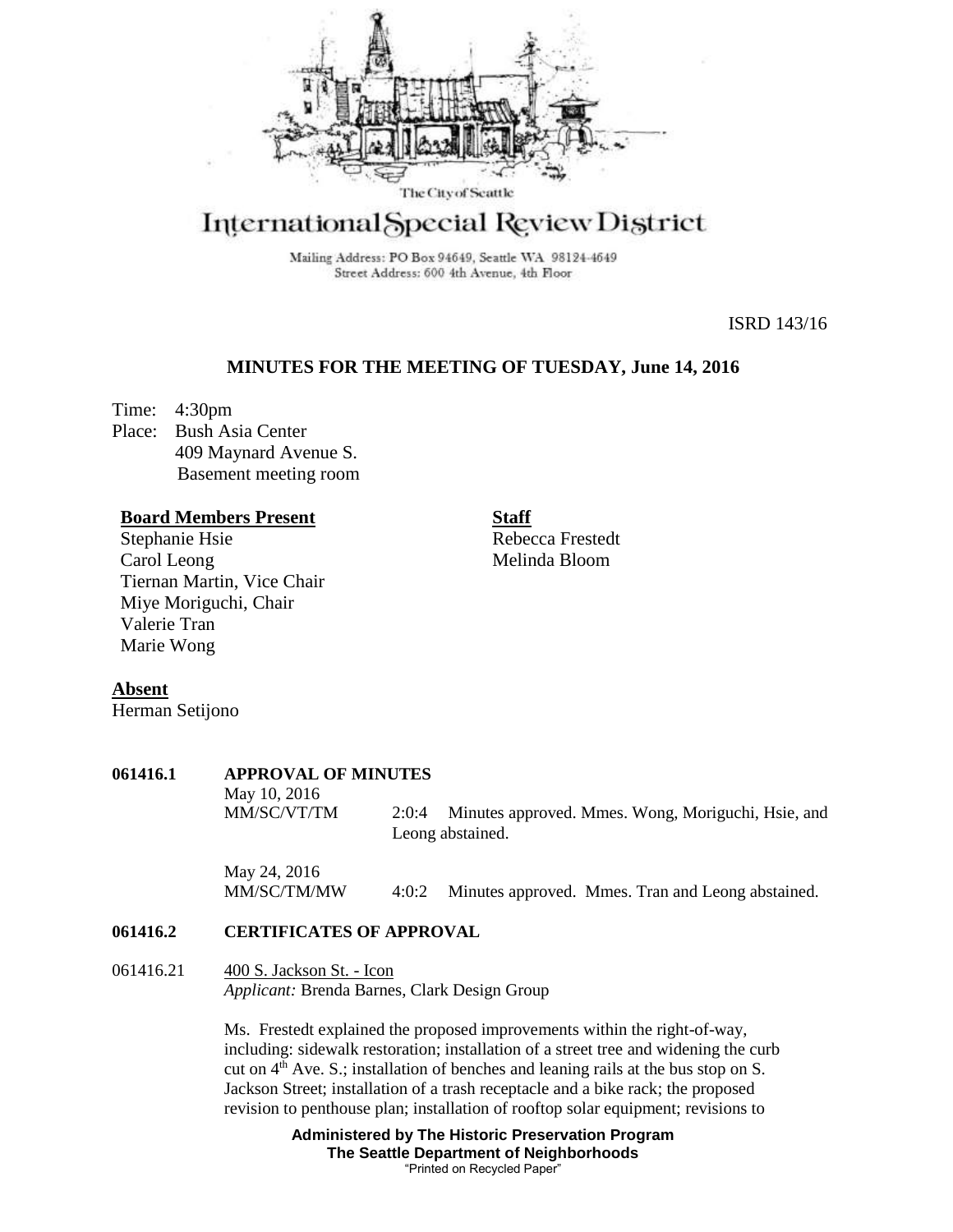The City of Seattle

# International Special Review District

Mailing Address: PO Box 94649, Seattle WA 98124-4649
Street Address: 600 4th Avenue, 4th Floor

ISRD 143/16

## MINUTES FOR THE MEETING OF TUESDAY, June 14, 2016

Time: 4:30pm
Place: Bush Asia Center
409 Maynard Avenue S.
Basement meeting room

**Board Members Present**
Stephanie Hsie
Carol Leong
Tiernan Martin, Vice Chair
Miye Moriguchi, Chair
Valerie Tran
Marie Wong

**Staff**
Rebecca Frestedt
Melinda Bloom

**Absent**
Herman Setijono

**061416.1 APPROVAL OF MINUTES**

May 10, 2016
MM/SC/VT/TM 2:0:4 Minutes approved. Mmes. Wong, Moriguchi, Hsie, and Leong abstained.

May 24, 2016
MM/SC/TM/MW 4:0:2 Minutes approved. Mmes. Tran and Leong abstained.

**061416.2 CERTIFICATES OF APPROVAL**

061416.21 400 S. Jackson St. - Icon
*Applicant:* Brenda Barnes, Clark Design Group

Ms. Frestedt explained the proposed improvements within the right-of-way, including: sidewalk restoration; installation of a street tree and widening the curb cut on 4th Ave. S.; installation of benches and leaning rails at the bus stop on S. Jackson Street; installation of a trash receptacle and a bike rack; the proposed revision to penthouse plan; installation of rooftop solar equipment; revisions to

**Administered by The Historic Preservation Program**
**The Seattle Department of Neighborhoods**
"Printed on Recycled Paper"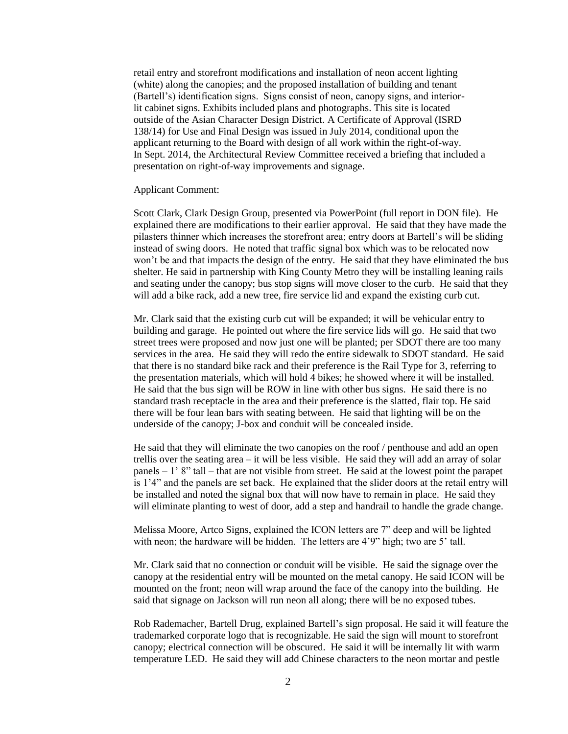retail entry and storefront modifications and installation of neon accent lighting (white) along the canopies; and the proposed installation of building and tenant (Bartell's) identification signs. Signs consist of neon, canopy signs, and interior-lit cabinet signs. Exhibits included plans and photographs. This site is located outside of the Asian Character Design District. A Certificate of Approval (ISRD 138/14) for Use and Final Design was issued in July 2014, conditional upon the applicant returning to the Board with design of all work within the right-of-way. In Sept. 2014, the Architectural Review Committee received a briefing that included a presentation on right-of-way improvements and signage.

Applicant Comment:

Scott Clark, Clark Design Group, presented via PowerPoint (full report in DON file). He explained there are modifications to their earlier approval. He said that they have made the pilasters thinner which increases the storefront area; entry doors at Bartell's will be sliding instead of swing doors. He noted that traffic signal box which was to be relocated now won't be and that impacts the design of the entry. He said that they have eliminated the bus shelter. He said in partnership with King County Metro they will be installing leaning rails and seating under the canopy; bus stop signs will move closer to the curb. He said that they will add a bike rack, add a new tree, fire service lid and expand the existing curb cut.

Mr. Clark said that the existing curb cut will be expanded; it will be vehicular entry to building and garage. He pointed out where the fire service lids will go. He said that two street trees were proposed and now just one will be planted; per SDOT there are too many services in the area. He said they will redo the entire sidewalk to SDOT standard. He said that there is no standard bike rack and their preference is the Rail Type for 3, referring to the presentation materials, which will hold 4 bikes; he showed where it will be installed. He said that the bus sign will be ROW in line with other bus signs. He said there is no standard trash receptacle in the area and their preference is the slatted, flair top. He said there will be four lean bars with seating between. He said that lighting will be on the underside of the canopy; J-box and conduit will be concealed inside.

He said that they will eliminate the two canopies on the roof / penthouse and add an open trellis over the seating area – it will be less visible. He said they will add an array of solar panels – 1' 8" tall – that are not visible from street. He said at the lowest point the parapet is 1'4" and the panels are set back. He explained that the slider doors at the retail entry will be installed and noted the signal box that will now have to remain in place. He said they will eliminate planting to west of door, add a step and handrail to handle the grade change.

Melissa Moore, Artco Signs, explained the ICON letters are 7" deep and will be lighted with neon; the hardware will be hidden. The letters are 4'9" high; two are 5' tall.

Mr. Clark said that no connection or conduit will be visible. He said the signage over the canopy at the residential entry will be mounted on the metal canopy. He said ICON will be mounted on the front; neon will wrap around the face of the canopy into the building. He said that signage on Jackson will run neon all along; there will be no exposed tubes.

Rob Rademacher, Bartell Drug, explained Bartell's sign proposal. He said it will feature the trademarked corporate logo that is recognizable. He said the sign will mount to storefront canopy; electrical connection will be obscured. He said it will be internally lit with warm temperature LED. He said they will add Chinese characters to the neon mortar and pestle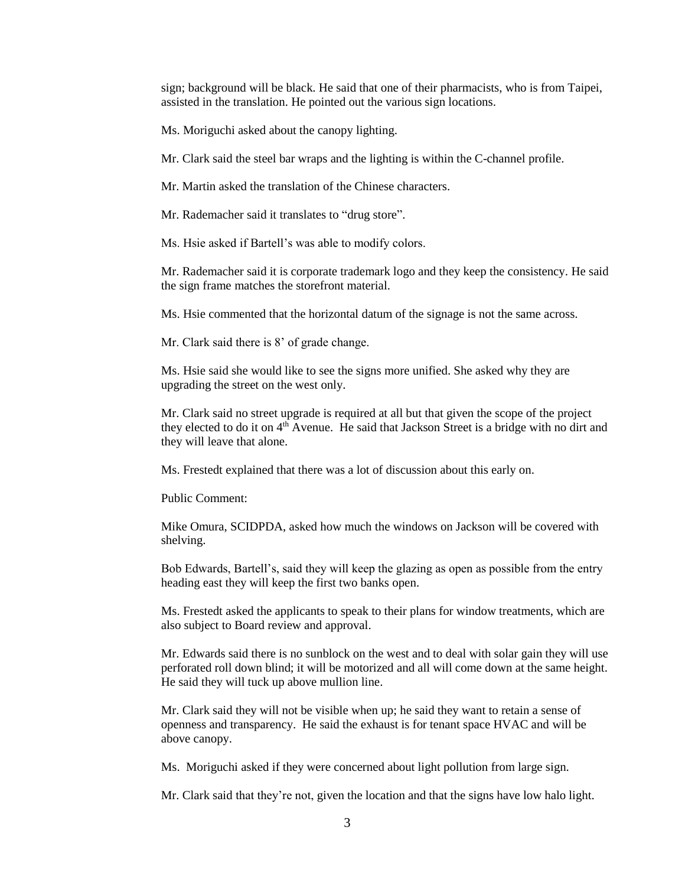sign; background will be black. He said that one of their pharmacists, who is from Taipei, assisted in the translation. He pointed out the various sign locations.

Ms. Moriguchi asked about the canopy lighting.

Mr. Clark said the steel bar wraps and the lighting is within the C-channel profile.

Mr. Martin asked the translation of the Chinese characters.

Mr. Rademacher said it translates to "drug store".

Ms. Hsie asked if Bartell's was able to modify colors.

Mr. Rademacher said it is corporate trademark logo and they keep the consistency. He said the sign frame matches the storefront material.

Ms. Hsie commented that the horizontal datum of the signage is not the same across.

Mr. Clark said there is 8' of grade change.

Ms. Hsie said she would like to see the signs more unified. She asked why they are upgrading the street on the west only.

Mr. Clark said no street upgrade is required at all but that given the scope of the project they elected to do it on 4th Avenue. He said that Jackson Street is a bridge with no dirt and they will leave that alone.

Ms. Frestedt explained that there was a lot of discussion about this early on.

Public Comment:

Mike Omura, SCIDPDA, asked how much the windows on Jackson will be covered with shelving.

Bob Edwards, Bartell's, said they will keep the glazing as open as possible from the entry heading east they will keep the first two banks open.

Ms. Frestedt asked the applicants to speak to their plans for window treatments, which are also subject to Board review and approval.

Mr. Edwards said there is no sunblock on the west and to deal with solar gain they will use perforated roll down blind; it will be motorized and all will come down at the same height. He said they will tuck up above mullion line.

Mr. Clark said they will not be visible when up; he said they want to retain a sense of openness and transparency. He said the exhaust is for tenant space HVAC and will be above canopy.

Ms. Moriguchi asked if they were concerned about light pollution from large sign.

Mr. Clark said that they're not, given the location and that the signs have low halo light.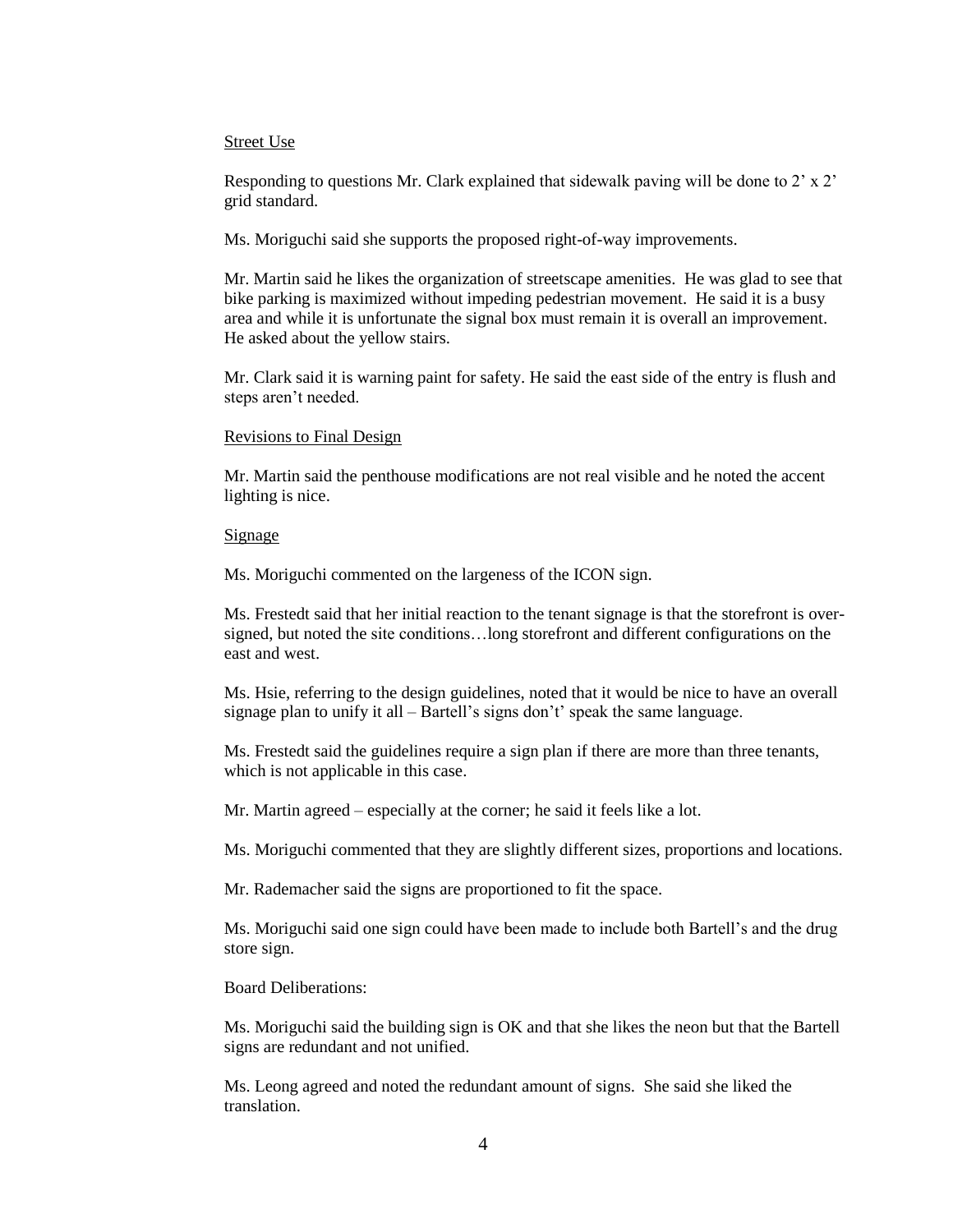Street Use

Responding to questions Mr. Clark explained that sidewalk paving will be done to 2' x 2' grid standard.

Ms. Moriguchi said she supports the proposed right-of-way improvements.

Mr. Martin said he likes the organization of streetscape amenities. He was glad to see that bike parking is maximized without impeding pedestrian movement. He said it is a busy area and while it is unfortunate the signal box must remain it is overall an improvement. He asked about the yellow stairs.

Mr. Clark said it is warning paint for safety. He said the east side of the entry is flush and steps aren't needed.

Revisions to Final Design

Mr. Martin said the penthouse modifications are not real visible and he noted the accent lighting is nice.

Signage

Ms. Moriguchi commented on the largeness of the ICON sign.

Ms. Frestedt said that her initial reaction to the tenant signage is that the storefront is over-signed, but noted the site conditions…long storefront and different configurations on the east and west.

Ms. Hsie, referring to the design guidelines, noted that it would be nice to have an overall signage plan to unify it all – Bartell's signs don't' speak the same language.

Ms. Frestedt said the guidelines require a sign plan if there are more than three tenants, which is not applicable in this case.

Mr. Martin agreed – especially at the corner; he said it feels like a lot.

Ms. Moriguchi commented that they are slightly different sizes, proportions and locations.

Mr. Rademacher said the signs are proportioned to fit the space.

Ms. Moriguchi said one sign could have been made to include both Bartell's and the drug store sign.

Board Deliberations:

Ms. Moriguchi said the building sign is OK and that she likes the neon but that the Bartell signs are redundant and not unified.

Ms. Leong agreed and noted the redundant amount of signs. She said she liked the translation.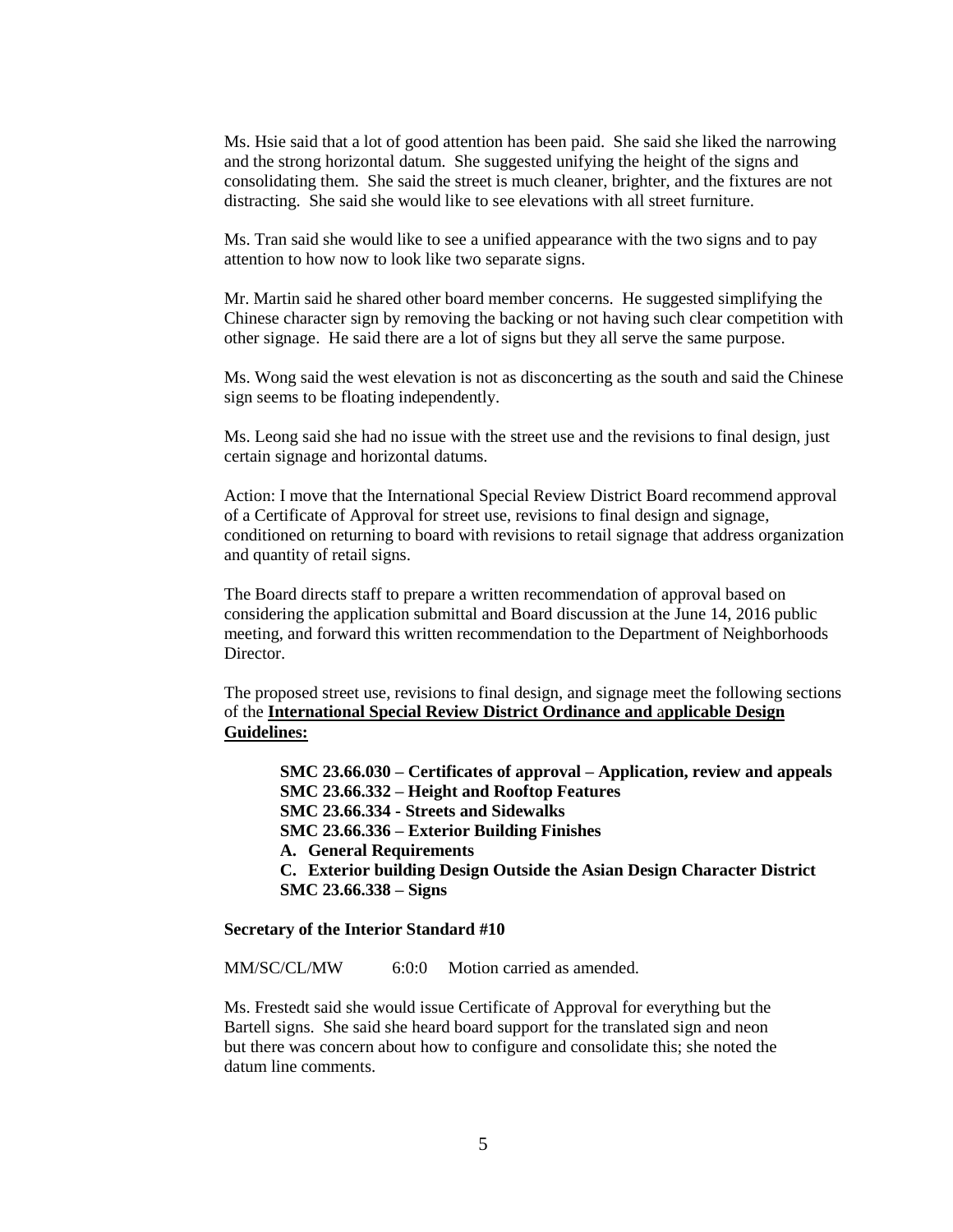Ms. Hsie said that a lot of good attention has been paid. She said she liked the narrowing and the strong horizontal datum. She suggested unifying the height of the signs and consolidating them. She said the street is much cleaner, brighter, and the fixtures are not distracting. She said she would like to see elevations with all street furniture.

Ms. Tran said she would like to see a unified appearance with the two signs and to pay attention to how now to look like two separate signs.

Mr. Martin said he shared other board member concerns. He suggested simplifying the Chinese character sign by removing the backing or not having such clear competition with other signage. He said there are a lot of signs but they all serve the same purpose.

Ms. Wong said the west elevation is not as disconcerting as the south and said the Chinese sign seems to be floating independently.

Ms. Leong said she had no issue with the street use and the revisions to final design, just certain signage and horizontal datums.

Action: I move that the International Special Review District Board recommend approval of a Certificate of Approval for street use, revisions to final design and signage, conditioned on returning to board with revisions to retail signage that address organization and quantity of retail signs.

The Board directs staff to prepare a written recommendation of approval based on considering the application submittal and Board discussion at the June 14, 2016 public meeting, and forward this written recommendation to the Department of Neighborhoods Director.

The proposed street use, revisions to final design, and signage meet the following sections of the **International Special Review District Ordinance and applicable Design Guidelines:**

**SMC 23.66.030 – Certificates of approval – Application, review and appeals**
**SMC 23.66.332 – Height and Rooftop Features**
**SMC 23.66.334 - Streets and Sidewalks**
**SMC 23.66.336 – Exterior Building Finishes**
**A. General Requirements**
**C. Exterior building Design Outside the Asian Design Character District**
**SMC 23.66.338 – Signs**

**Secretary of the Interior Standard #10**

MM/SC/CL/MW 6:0:0 Motion carried as amended.

Ms. Frestedt said she would issue Certificate of Approval for everything but the Bartell signs. She said she heard board support for the translated sign and neon but there was concern about how to configure and consolidate this; she noted the datum line comments.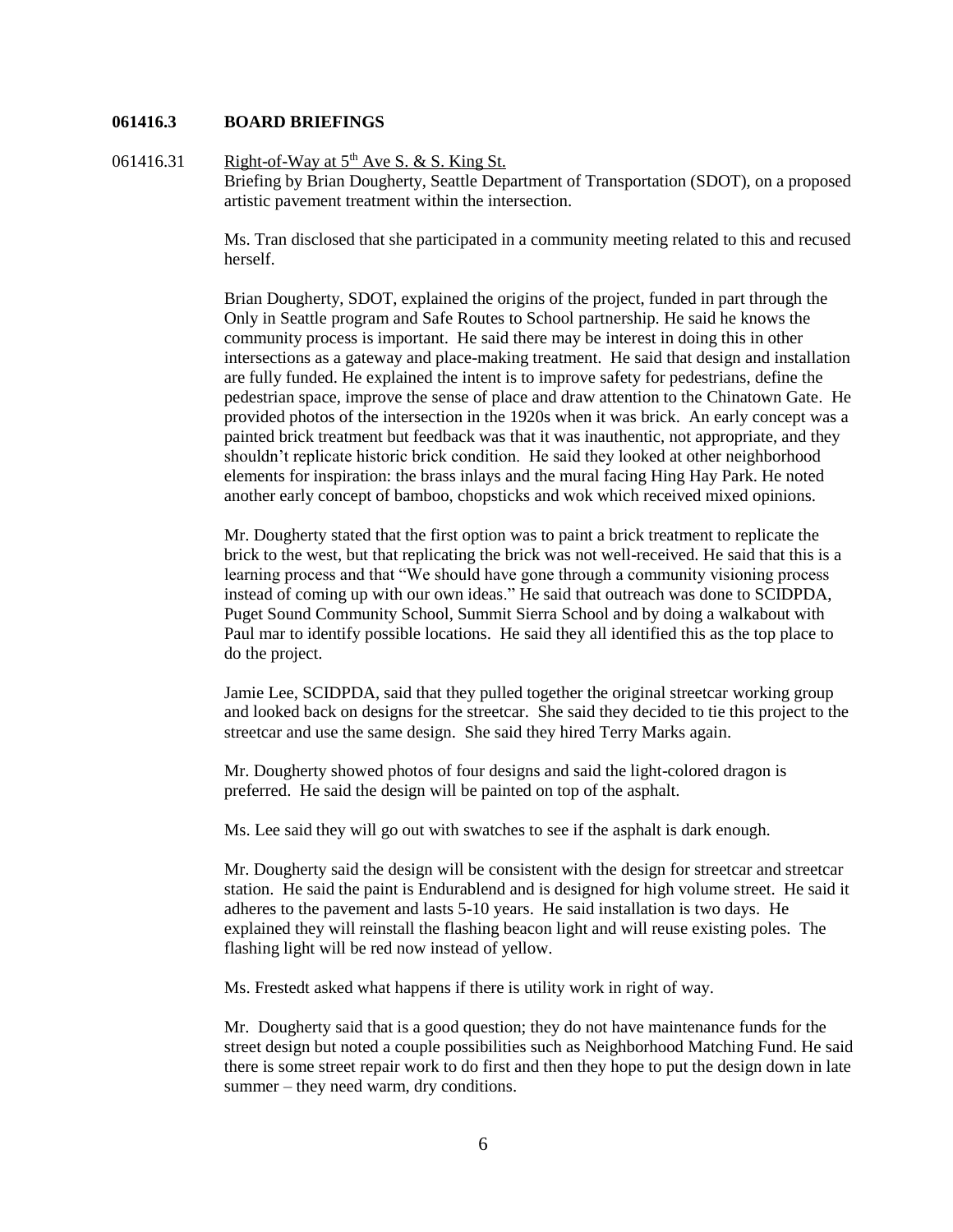**061416.3 BOARD BRIEFINGS**

061416.31 Right-of-Way at 5th Ave S. & S. King St.

Briefing by Brian Dougherty, Seattle Department of Transportation (SDOT), on a proposed artistic pavement treatment within the intersection.

Ms. Tran disclosed that she participated in a community meeting related to this and recused herself.

Brian Dougherty, SDOT, explained the origins of the project, funded in part through the Only in Seattle program and Safe Routes to School partnership. He said he knows the community process is important. He said there may be interest in doing this in other intersections as a gateway and place-making treatment. He said that design and installation are fully funded. He explained the intent is to improve safety for pedestrians, define the pedestrian space, improve the sense of place and draw attention to the Chinatown Gate. He provided photos of the intersection in the 1920s when it was brick. An early concept was a painted brick treatment but feedback was that it was inauthentic, not appropriate, and they shouldn't replicate historic brick condition. He said they looked at other neighborhood elements for inspiration: the brass inlays and the mural facing Hing Hay Park. He noted another early concept of bamboo, chopsticks and wok which received mixed opinions.

Mr. Dougherty stated that the first option was to paint a brick treatment to replicate the brick to the west, but that replicating the brick was not well-received. He said that this is a learning process and that "We should have gone through a community visioning process instead of coming up with our own ideas." He said that outreach was done to SCIDPDA, Puget Sound Community School, Summit Sierra School and by doing a walkabout with Paul mar to identify possible locations. He said they all identified this as the top place to do the project.

Jamie Lee, SCIDPDA, said that they pulled together the original streetcar working group and looked back on designs for the streetcar. She said they decided to tie this project to the streetcar and use the same design. She said they hired Terry Marks again.

Mr. Dougherty showed photos of four designs and said the light-colored dragon is preferred. He said the design will be painted on top of the asphalt.

Ms. Lee said they will go out with swatches to see if the asphalt is dark enough.

Mr. Dougherty said the design will be consistent with the design for streetcar and streetcar station. He said the paint is Endurablend and is designed for high volume street. He said it adheres to the pavement and lasts 5-10 years. He said installation is two days. He explained they will reinstall the flashing beacon light and will reuse existing poles. The flashing light will be red now instead of yellow.

Ms. Frestedt asked what happens if there is utility work in right of way.

Mr. Dougherty said that is a good question; they do not have maintenance funds for the street design but noted a couple possibilities such as Neighborhood Matching Fund. He said there is some street repair work to do first and then they hope to put the design down in late summer – they need warm, dry conditions.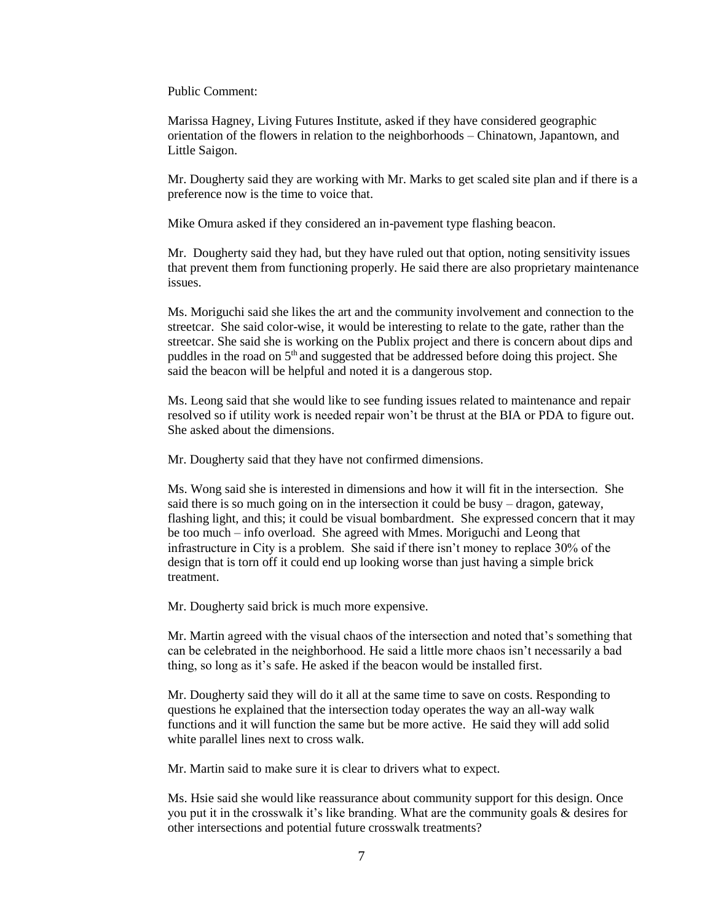Public Comment:

Marissa Hagney, Living Futures Institute, asked if they have considered geographic orientation of the flowers in relation to the neighborhoods – Chinatown, Japantown, and Little Saigon.

Mr. Dougherty said they are working with Mr. Marks to get scaled site plan and if there is a preference now is the time to voice that.

Mike Omura asked if they considered an in-pavement type flashing beacon.

Mr. Dougherty said they had, but they have ruled out that option, noting sensitivity issues that prevent them from functioning properly. He said there are also proprietary maintenance issues.

Ms. Moriguchi said she likes the art and the community involvement and connection to the streetcar. She said color-wise, it would be interesting to relate to the gate, rather than the streetcar. She said she is working on the Publix project and there is concern about dips and puddles in the road on 5th and suggested that be addressed before doing this project. She said the beacon will be helpful and noted it is a dangerous stop.

Ms. Leong said that she would like to see funding issues related to maintenance and repair resolved so if utility work is needed repair won't be thrust at the BIA or PDA to figure out. She asked about the dimensions.

Mr. Dougherty said that they have not confirmed dimensions.

Ms. Wong said she is interested in dimensions and how it will fit in the intersection. She said there is so much going on in the intersection it could be busy – dragon, gateway, flashing light, and this; it could be visual bombardment. She expressed concern that it may be too much – info overload. She agreed with Mmes. Moriguchi and Leong that infrastructure in City is a problem. She said if there isn't money to replace 30% of the design that is torn off it could end up looking worse than just having a simple brick treatment.

Mr. Dougherty said brick is much more expensive.

Mr. Martin agreed with the visual chaos of the intersection and noted that's something that can be celebrated in the neighborhood. He said a little more chaos isn't necessarily a bad thing, so long as it's safe. He asked if the beacon would be installed first.

Mr. Dougherty said they will do it all at the same time to save on costs. Responding to questions he explained that the intersection today operates the way an all-way walk functions and it will function the same but be more active. He said they will add solid white parallel lines next to cross walk.

Mr. Martin said to make sure it is clear to drivers what to expect.

Ms. Hsie said she would like reassurance about community support for this design. Once you put it in the crosswalk it's like branding. What are the community goals & desires for other intersections and potential future crosswalk treatments?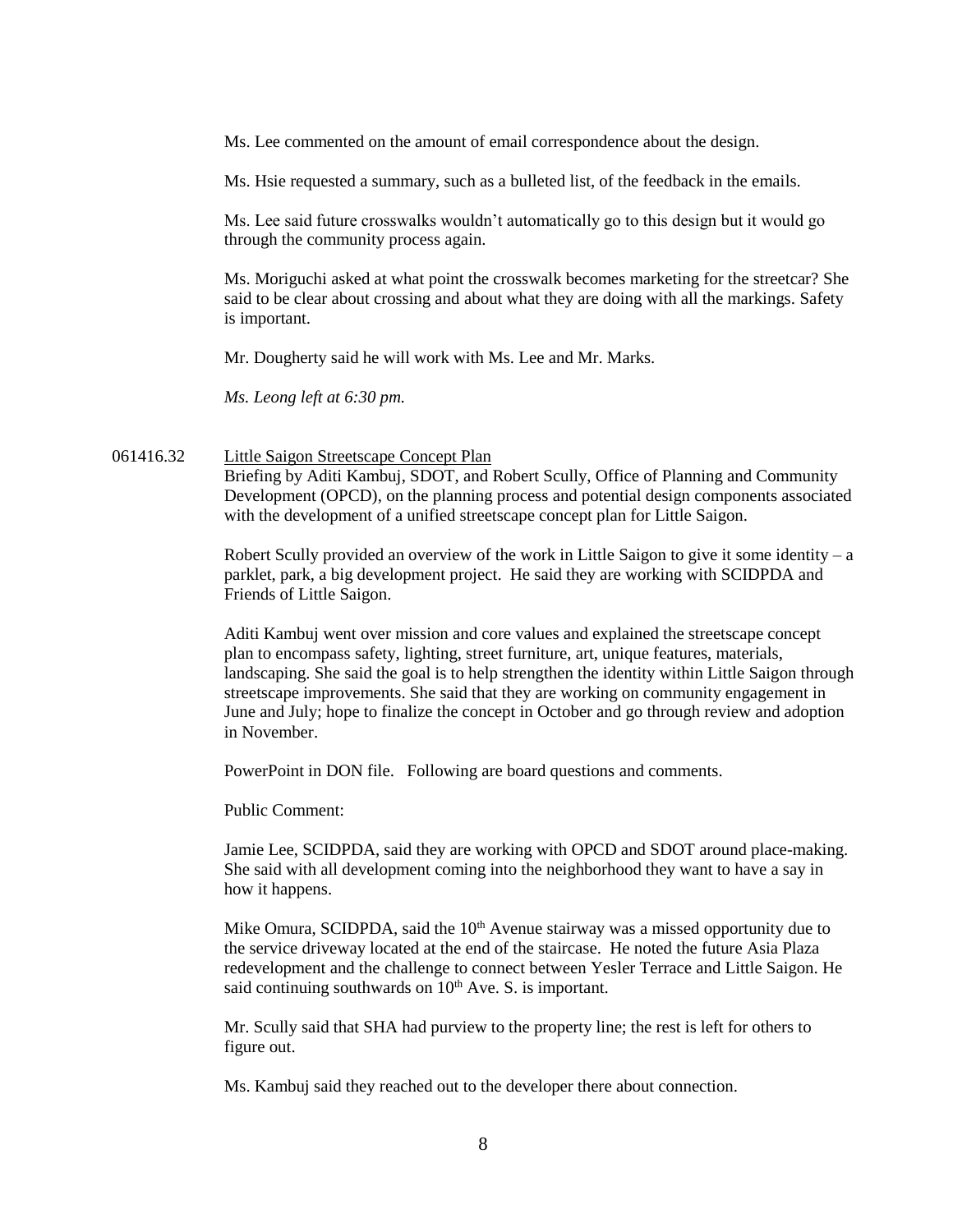Ms. Lee commented on the amount of email correspondence about the design.

Ms. Hsie requested a summary, such as a bulleted list, of the feedback in the emails.

Ms. Lee said future crosswalks wouldn't automatically go to this design but it would go through the community process again.

Ms. Moriguchi asked at what point the crosswalk becomes marketing for the streetcar? She said to be clear about crossing and about what they are doing with all the markings. Safety is important.

Mr. Dougherty said he will work with Ms. Lee and Mr. Marks.

*Ms. Leong left at 6:30 pm.*

061416.32 Little Saigon Streetscape Concept Plan

Briefing by Aditi Kambuj, SDOT, and Robert Scully, Office of Planning and Community Development (OPCD), on the planning process and potential design components associated with the development of a unified streetscape concept plan for Little Saigon.

Robert Scully provided an overview of the work in Little Saigon to give it some identity – a parklet, park, a big development project. He said they are working with SCIDPDA and Friends of Little Saigon.

Aditi Kambuj went over mission and core values and explained the streetscape concept plan to encompass safety, lighting, street furniture, art, unique features, materials, landscaping. She said the goal is to help strengthen the identity within Little Saigon through streetscape improvements. She said that they are working on community engagement in June and July; hope to finalize the concept in October and go through review and adoption in November.

PowerPoint in DON file. Following are board questions and comments.

Public Comment:

Jamie Lee, SCIDPDA, said they are working with OPCD and SDOT around place-making. She said with all development coming into the neighborhood they want to have a say in how it happens.

Mike Omura, SCIDPDA, said the 10th Avenue stairway was a missed opportunity due to the service driveway located at the end of the staircase. He noted the future Asia Plaza redevelopment and the challenge to connect between Yesler Terrace and Little Saigon. He said continuing southwards on 10th Ave. S. is important.

Mr. Scully said that SHA had purview to the property line; the rest is left for others to figure out.

Ms. Kambuj said they reached out to the developer there about connection.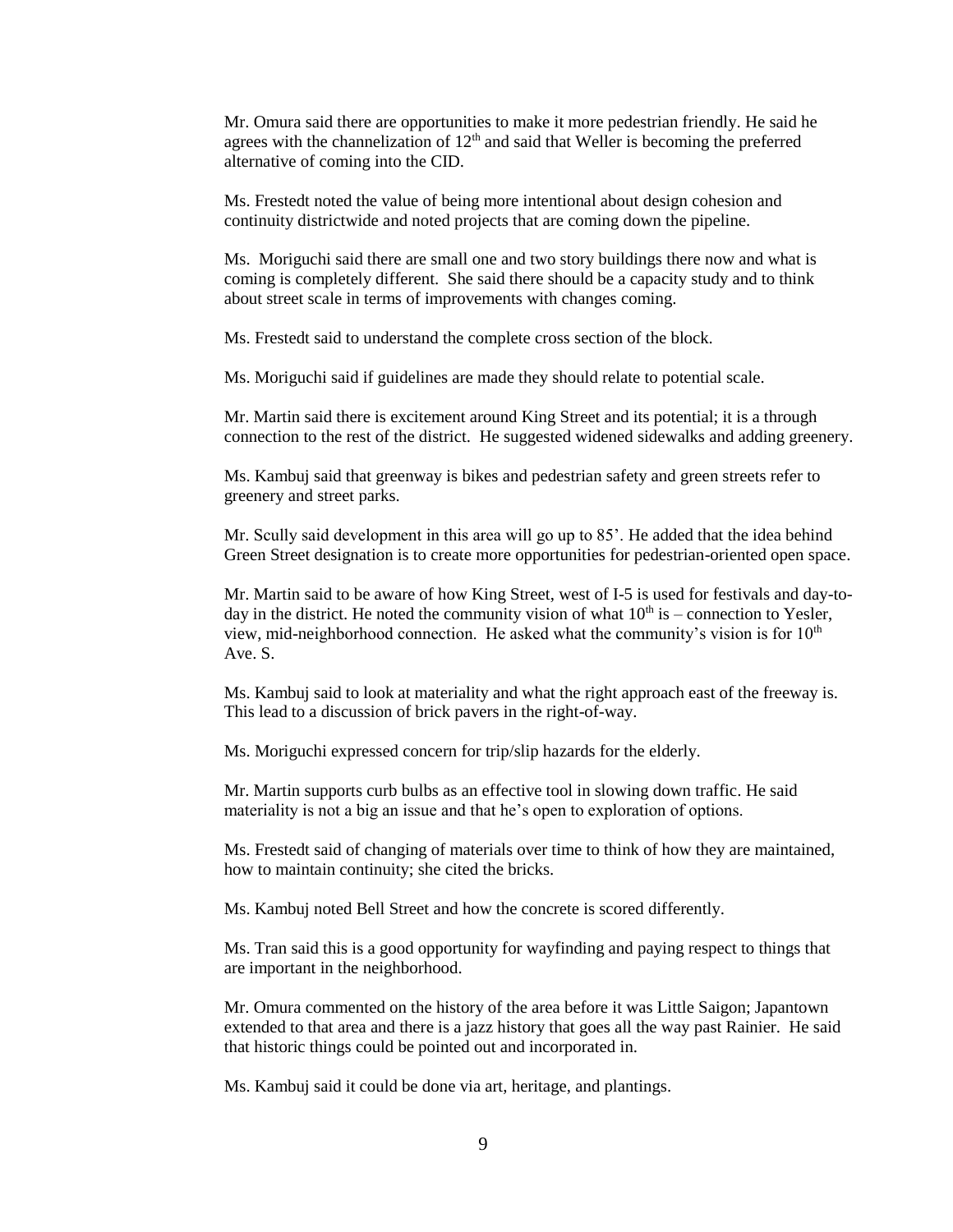Mr. Omura said there are opportunities to make it more pedestrian friendly. He said he agrees with the channelization of 12th and said that Weller is becoming the preferred alternative of coming into the CID.

Ms. Frestedt noted the value of being more intentional about design cohesion and continuity districtwide and noted projects that are coming down the pipeline.

Ms. Moriguchi said there are small one and two story buildings there now and what is coming is completely different. She said there should be a capacity study and to think about street scale in terms of improvements with changes coming.

Ms. Frestedt said to understand the complete cross section of the block.

Ms. Moriguchi said if guidelines are made they should relate to potential scale.

Mr. Martin said there is excitement around King Street and its potential; it is a through connection to the rest of the district. He suggested widened sidewalks and adding greenery.

Ms. Kambuj said that greenway is bikes and pedestrian safety and green streets refer to greenery and street parks.

Mr. Scully said development in this area will go up to 85'. He added that the idea behind Green Street designation is to create more opportunities for pedestrian-oriented open space.

Mr. Martin said to be aware of how King Street, west of I-5 is used for festivals and day-to-day in the district. He noted the community vision of what 10th is – connection to Yesler, view, mid-neighborhood connection. He asked what the community's vision is for 10th Ave. S.

Ms. Kambuj said to look at materiality and what the right approach east of the freeway is. This lead to a discussion of brick pavers in the right-of-way.

Ms. Moriguchi expressed concern for trip/slip hazards for the elderly.

Mr. Martin supports curb bulbs as an effective tool in slowing down traffic. He said materiality is not a big an issue and that he's open to exploration of options.

Ms. Frestedt said of changing of materials over time to think of how they are maintained, how to maintain continuity; she cited the bricks.

Ms. Kambuj noted Bell Street and how the concrete is scored differently.

Ms. Tran said this is a good opportunity for wayfinding and paying respect to things that are important in the neighborhood.

Mr. Omura commented on the history of the area before it was Little Saigon; Japantown extended to that area and there is a jazz history that goes all the way past Rainier. He said that historic things could be pointed out and incorporated in.

Ms. Kambuj said it could be done via art, heritage, and plantings.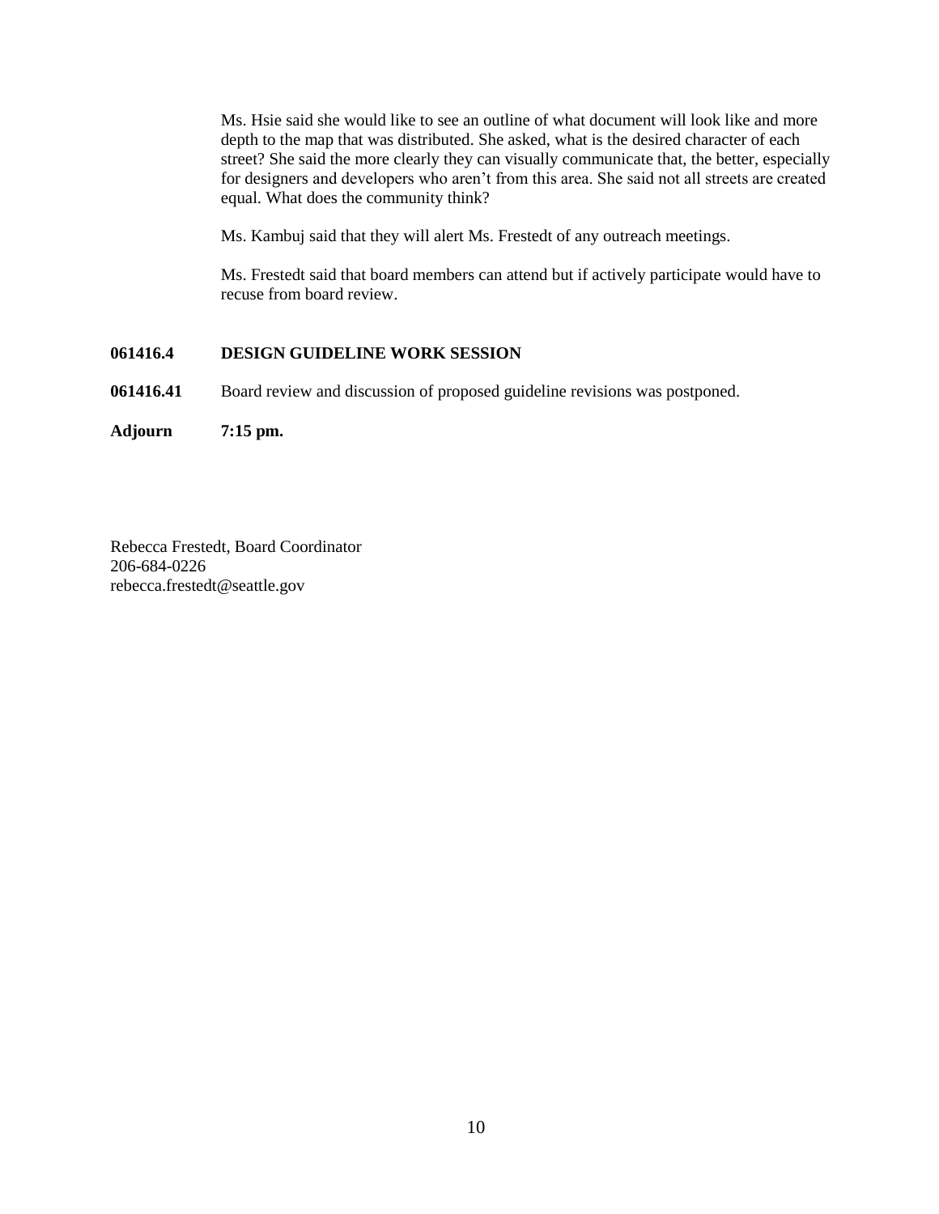Ms. Hsie said she would like to see an outline of what document will look like and more depth to the map that was distributed. She asked, what is the desired character of each street? She said the more clearly they can visually communicate that, the better, especially for designers and developers who aren't from this area. She said not all streets are created equal. What does the community think?

Ms. Kambuj said that they will alert Ms. Frestedt of any outreach meetings.

Ms. Frestedt said that board members can attend but if actively participate would have to recuse from board review.

**061416.4 DESIGN GUIDELINE WORK SESSION**

**061416.41** Board review and discussion of proposed guideline revisions was postponed.

**Adjourn 7:15 pm.**

Rebecca Frestedt, Board Coordinator
206-684-0226
rebecca.frestedt@seattle.gov